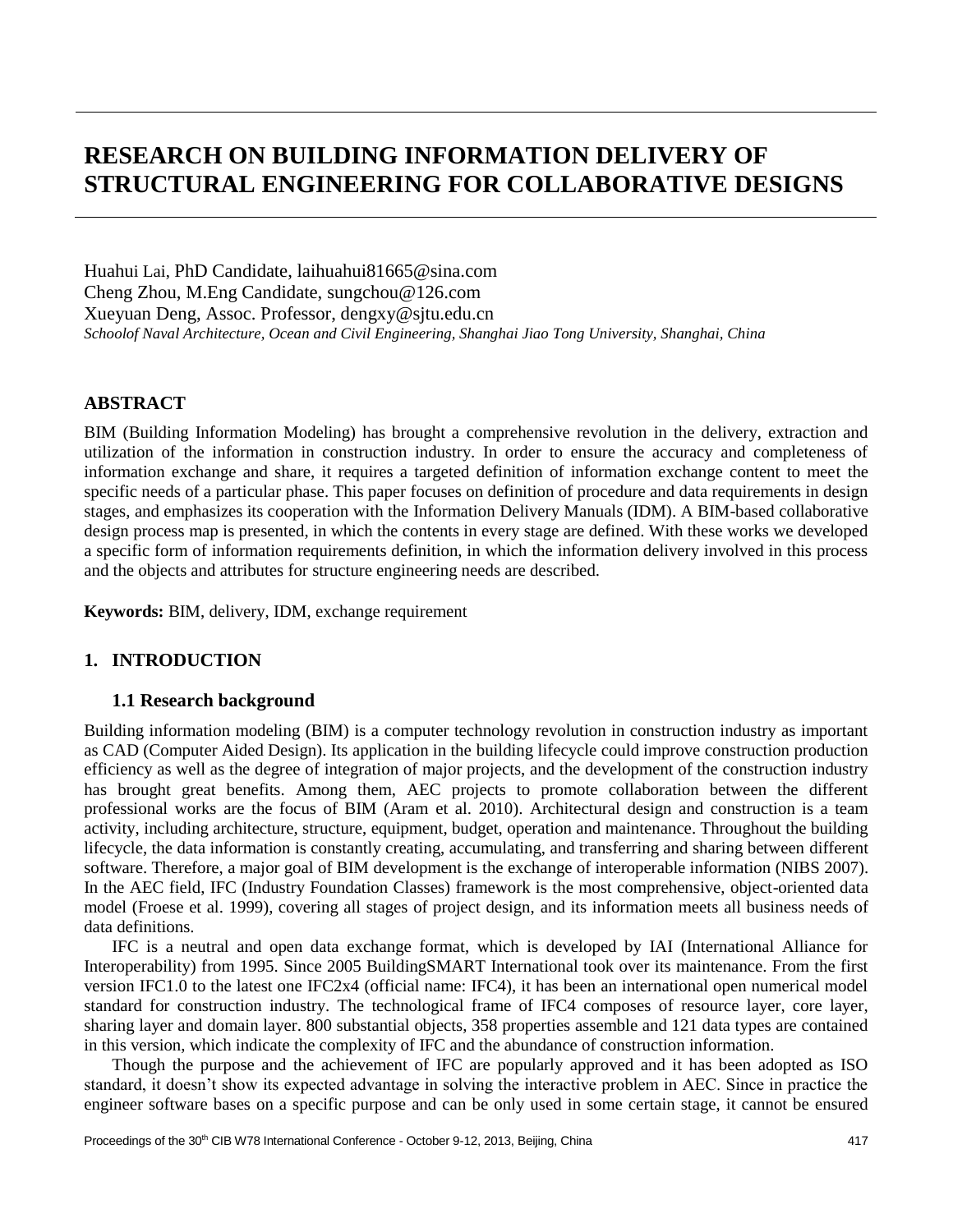# RESEARCH ON BUILDING INFORMATION DELIVERY OF STRUCTURAL ENGINEERING FOR COLLABORATIVE DESIGNS

Huahui Lai, PhD Candidate, laihuahui81665@sina.com
Cheng Zhou, M.Eng Candidate, sungchou@126.com
Xueyuan Deng, Assoc. Professor, dengxy@sjtu.edu.cn
*Schoolof Naval Architecture, Ocean and Civil Engineering, Shanghai Jiao Tong University, Shanghai, China*

## ABSTRACT

BIM (Building Information Modeling) has brought a comprehensive revolution in the delivery, extraction and utilization of the information in construction industry. In order to ensure the accuracy and completeness of information exchange and share, it requires a targeted definition of information exchange content to meet the specific needs of a particular phase. This paper focuses on definition of procedure and data requirements in design stages, and emphasizes its cooperation with the Information Delivery Manuals (IDM). A BIM-based collaborative design process map is presented, in which the contents in every stage are defined. With these works we developed a specific form of information requirements definition, in which the information delivery involved in this process and the objects and attributes for structure engineering needs are described.

**Keywords:** BIM, delivery, IDM, exchange requirement

## 1. INTRODUCTION

### 1.1 Research background

Building information modeling (BIM) is a computer technology revolution in construction industry as important as CAD (Computer Aided Design). Its application in the building lifecycle could improve construction production efficiency as well as the degree of integration of major projects, and the development of the construction industry has brought great benefits. Among them, AEC projects to promote collaboration between the different professional works are the focus of BIM (Aram et al. 2010). Architectural design and construction is a team activity, including architecture, structure, equipment, budget, operation and maintenance. Throughout the building lifecycle, the data information is constantly creating, accumulating, and transferring and sharing between different software. Therefore, a major goal of BIM development is the exchange of interoperable information (NIBS 2007). In the AEC field, IFC (Industry Foundation Classes) framework is the most comprehensive, object-oriented data model (Froese et al. 1999), covering all stages of project design, and its information meets all business needs of data definitions.

IFC is a neutral and open data exchange format, which is developed by IAI (International Alliance for Interoperability) from 1995. Since 2005 BuildingSMART International took over its maintenance. From the first version IFC1.0 to the latest one IFC2x4 (official name: IFC4), it has been an international open numerical model standard for construction industry. The technological frame of IFC4 composes of resource layer, core layer, sharing layer and domain layer. 800 substantial objects, 358 properties assemble and 121 data types are contained in this version, which indicate the complexity of IFC and the abundance of construction information.

Though the purpose and the achievement of IFC are popularly approved and it has been adopted as ISO standard, it doesn't show its expected advantage in solving the interactive problem in AEC. Since in practice the engineer software bases on a specific purpose and can be only used in some certain stage, it cannot be ensured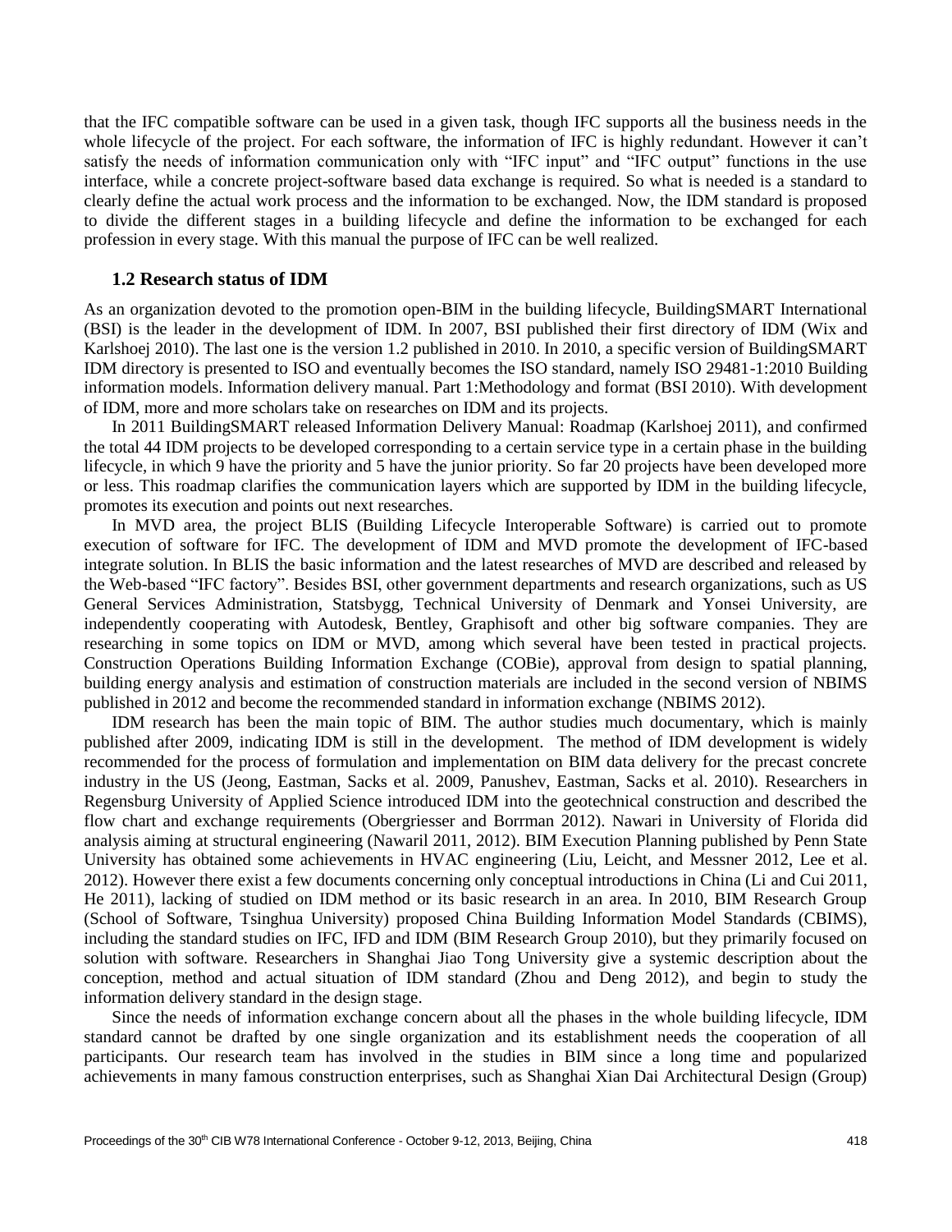that the IFC compatible software can be used in a given task, though IFC supports all the business needs in the whole lifecycle of the project. For each software, the information of IFC is highly redundant. However it can't satisfy the needs of information communication only with "IFC input" and "IFC output" functions in the use interface, while a concrete project-software based data exchange is required. So what is needed is a standard to clearly define the actual work process and the information to be exchanged. Now, the IDM standard is proposed to divide the different stages in a building lifecycle and define the information to be exchanged for each profession in every stage. With this manual the purpose of IFC can be well realized.

### 1.2 Research status of IDM

As an organization devoted to the promotion open-BIM in the building lifecycle, BuildingSMART International (BSI) is the leader in the development of IDM. In 2007, BSI published their first directory of IDM (Wix and Karlshoej 2010). The last one is the version 1.2 published in 2010. In 2010, a specific version of BuildingSMART IDM directory is presented to ISO and eventually becomes the ISO standard, namely ISO 29481-1:2010 Building information models. Information delivery manual. Part 1:Methodology and format (BSI 2010). With development of IDM, more and more scholars take on researches on IDM and its projects.

In 2011 BuildingSMART released Information Delivery Manual: Roadmap (Karlshoej 2011), and confirmed the total 44 IDM projects to be developed corresponding to a certain service type in a certain phase in the building lifecycle, in which 9 have the priority and 5 have the junior priority. So far 20 projects have been developed more or less. This roadmap clarifies the communication layers which are supported by IDM in the building lifecycle, promotes its execution and points out next researches.

In MVD area, the project BLIS (Building Lifecycle Interoperable Software) is carried out to promote execution of software for IFC. The development of IDM and MVD promote the development of IFC-based integrate solution. In BLIS the basic information and the latest researches of MVD are described and released by the Web-based "IFC factory". Besides BSI, other government departments and research organizations, such as US General Services Administration, Statsbygg, Technical University of Denmark and Yonsei University, are independently cooperating with Autodesk, Bentley, Graphisoft and other big software companies. They are researching in some topics on IDM or MVD, among which several have been tested in practical projects. Construction Operations Building Information Exchange (COBie), approval from design to spatial planning, building energy analysis and estimation of construction materials are included in the second version of NBIMS published in 2012 and become the recommended standard in information exchange (NBIMS 2012).

IDM research has been the main topic of BIM. The author studies much documentary, which is mainly published after 2009, indicating IDM is still in the development. The method of IDM development is widely recommended for the process of formulation and implementation on BIM data delivery for the precast concrete industry in the US (Jeong, Eastman, Sacks et al. 2009, Panushev, Eastman, Sacks et al. 2010). Researchers in Regensburg University of Applied Science introduced IDM into the geotechnical construction and described the flow chart and exchange requirements (Obergriesser and Borrman 2012). Nawari in University of Florida did analysis aiming at structural engineering (Nawaril 2011, 2012). BIM Execution Planning published by Penn State University has obtained some achievements in HVAC engineering (Liu, Leicht, and Messner 2012, Lee et al. 2012). However there exist a few documents concerning only conceptual introductions in China (Li and Cui 2011, He 2011), lacking of studied on IDM method or its basic research in an area. In 2010, BIM Research Group (School of Software, Tsinghua University) proposed China Building Information Model Standards (CBIMS), including the standard studies on IFC, IFD and IDM (BIM Research Group 2010), but they primarily focused on solution with software. Researchers in Shanghai Jiao Tong University give a systemic description about the conception, method and actual situation of IDM standard (Zhou and Deng 2012), and begin to study the information delivery standard in the design stage.

Since the needs of information exchange concern about all the phases in the whole building lifecycle, IDM standard cannot be drafted by one single organization and its establishment needs the cooperation of all participants. Our research team has involved in the studies in BIM since a long time and popularized achievements in many famous construction enterprises, such as Shanghai Xian Dai Architectural Design (Group)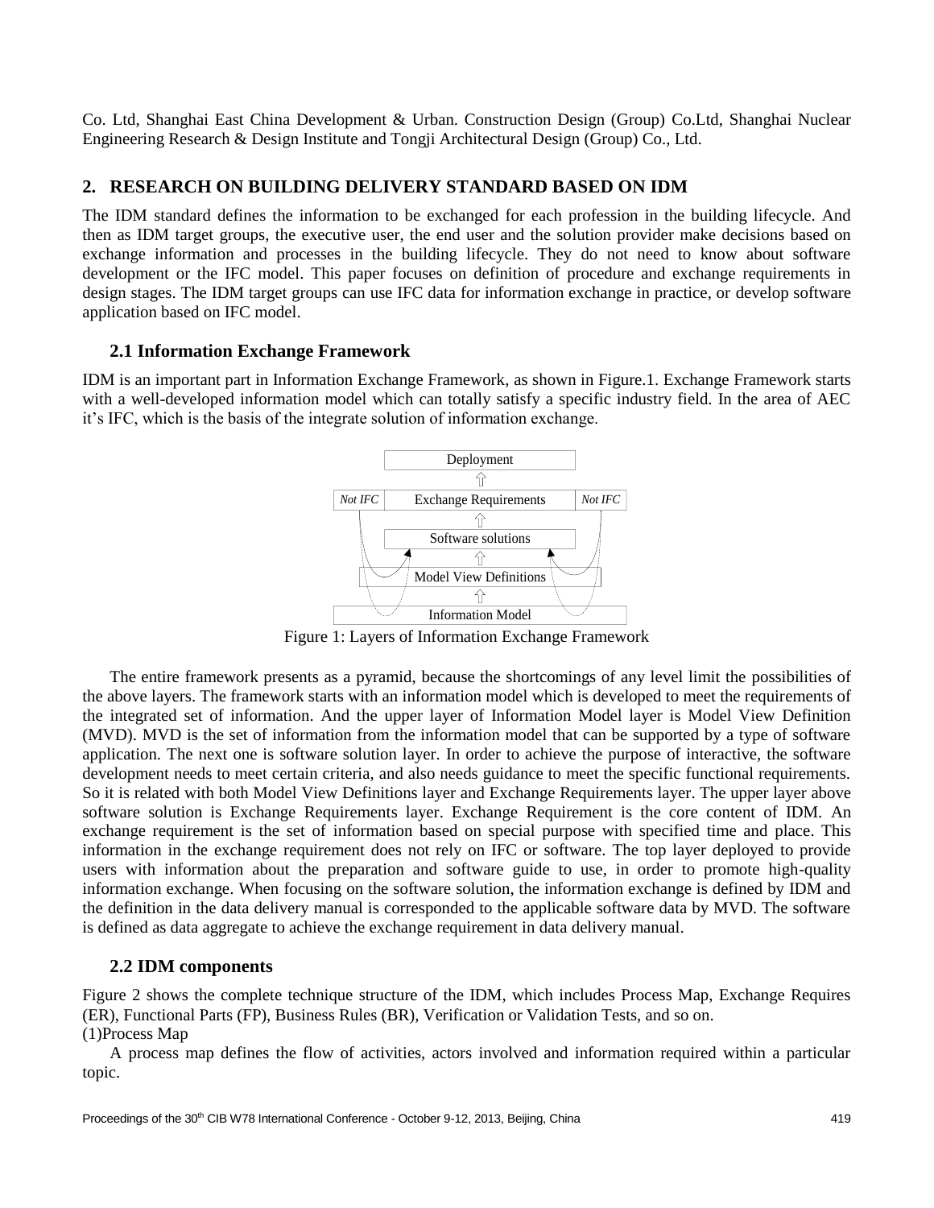Co. Ltd, Shanghai East China Development & Urban. Construction Design (Group) Co.Ltd, Shanghai Nuclear Engineering Research & Design Institute and Tongji Architectural Design (Group) Co., Ltd.

## 2. RESEARCH ON BUILDING DELIVERY STANDARD BASED ON IDM

The IDM standard defines the information to be exchanged for each profession in the building lifecycle. And then as IDM target groups, the executive user, the end user and the solution provider make decisions based on exchange information and processes in the building lifecycle. They do not need to know about software development or the IFC model. This paper focuses on definition of procedure and exchange requirements in design stages. The IDM target groups can use IFC data for information exchange in practice, or develop software application based on IFC model.

### 2.1 Information Exchange Framework

IDM is an important part in Information Exchange Framework, as shown in Figure.1. Exchange Framework starts with a well-developed information model which can totally satisfy a specific industry field. In the area of AEC it's IFC, which is the basis of the integrate solution of information exchange.

Deployment

*Not IFC* Exchange Requirements *Not IFC*

Software solutions

Model View Definitions

Information Model

Figure 1: Layers of Information Exchange Framework

The entire framework presents as a pyramid, because the shortcomings of any level limit the possibilities of the above layers. The framework starts with an information model which is developed to meet the requirements of the integrated set of information. And the upper layer of Information Model layer is Model View Definition (MVD). MVD is the set of information from the information model that can be supported by a type of software application. The next one is software solution layer. In order to achieve the purpose of interactive, the software development needs to meet certain criteria, and also needs guidance to meet the specific functional requirements. So it is related with both Model View Definitions layer and Exchange Requirements layer. The upper layer above software solution is Exchange Requirements layer. Exchange Requirement is the core content of IDM. An exchange requirement is the set of information based on special purpose with specified time and place. This information in the exchange requirement does not rely on IFC or software. The top layer deployed to provide users with information about the preparation and software guide to use, in order to promote high-quality information exchange. When focusing on the software solution, the information exchange is defined by IDM and the definition in the data delivery manual is corresponded to the applicable software data by MVD. The software is defined as data aggregate to achieve the exchange requirement in data delivery manual.

### 2.2 IDM components

Figure 2 shows the complete technique structure of the IDM, which includes Process Map, Exchange Requires (ER), Functional Parts (FP), Business Rules (BR), Verification or Validation Tests, and so on.

(1)Process Map

A process map defines the flow of activities, actors involved and information required within a particular topic.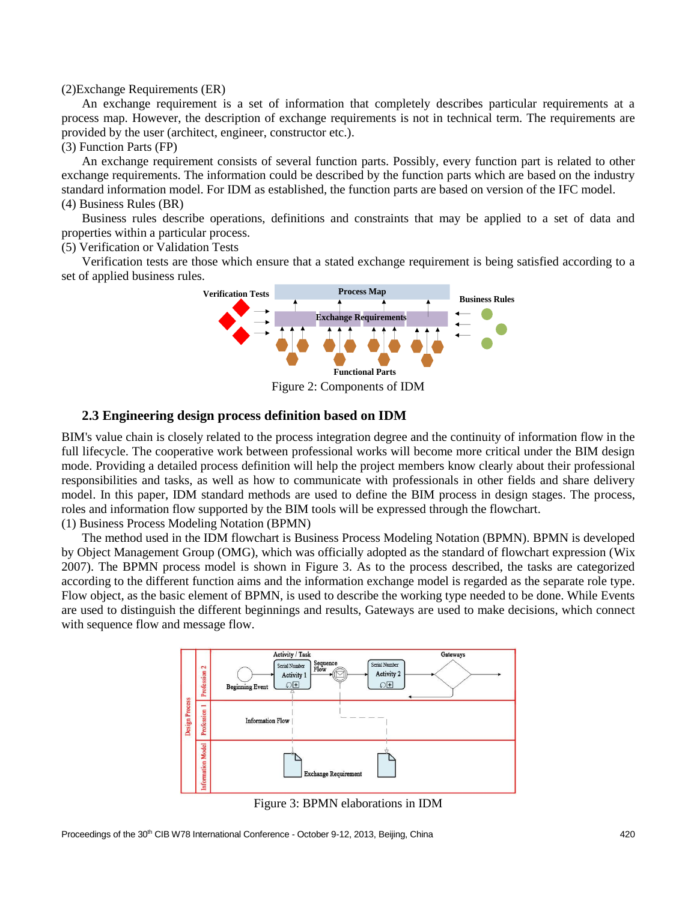(2)Exchange Requirements (ER)

An exchange requirement is a set of information that completely describes particular requirements at a process map. However, the description of exchange requirements is not in technical term. The requirements are provided by the user (architect, engineer, constructor etc.).

(3) Function Parts (FP)

An exchange requirement consists of several function parts. Possibly, every function part is related to other exchange requirements. The information could be described by the function parts which are based on the industry standard information model. For IDM as established, the function parts are based on version of the IFC model.

(4) Business Rules (BR)

Business rules describe operations, definitions and constraints that may be applied to a set of data and properties within a particular process.

(5) Verification or Validation Tests

Verification tests are those which ensure that a stated exchange requirement is being satisfied according to a set of applied business rules.

Figure 2: Components of IDM

## 2.3 Engineering design process definition based on IDM

BIM's value chain is closely related to the process integration degree and the continuity of information flow in the full lifecycle. The cooperative work between professional works will become more critical under the BIM design mode. Providing a detailed process definition will help the project members know clearly about their professional responsibilities and tasks, as well as how to communicate with professionals in other fields and share delivery model. In this paper, IDM standard methods are used to define the BIM process in design stages. The process, roles and information flow supported by the BIM tools will be expressed through the flowchart.

(1) Business Process Modeling Notation (BPMN)

The method used in the IDM flowchart is Business Process Modeling Notation (BPMN). BPMN is developed by Object Management Group (OMG), which was officially adopted as the standard of flowchart expression (Wix 2007). The BPMN process model is shown in Figure 3. As to the process described, the tasks are categorized according to the different function aims and the information exchange model is regarded as the separate role type. Flow object, as the basic element of BPMN, is used to describe the working type needed to be done. While Events are used to distinguish the different beginnings and results, Gateways are used to make decisions, which connect with sequence flow and message flow.

Figure 3: BPMN elaborations in IDM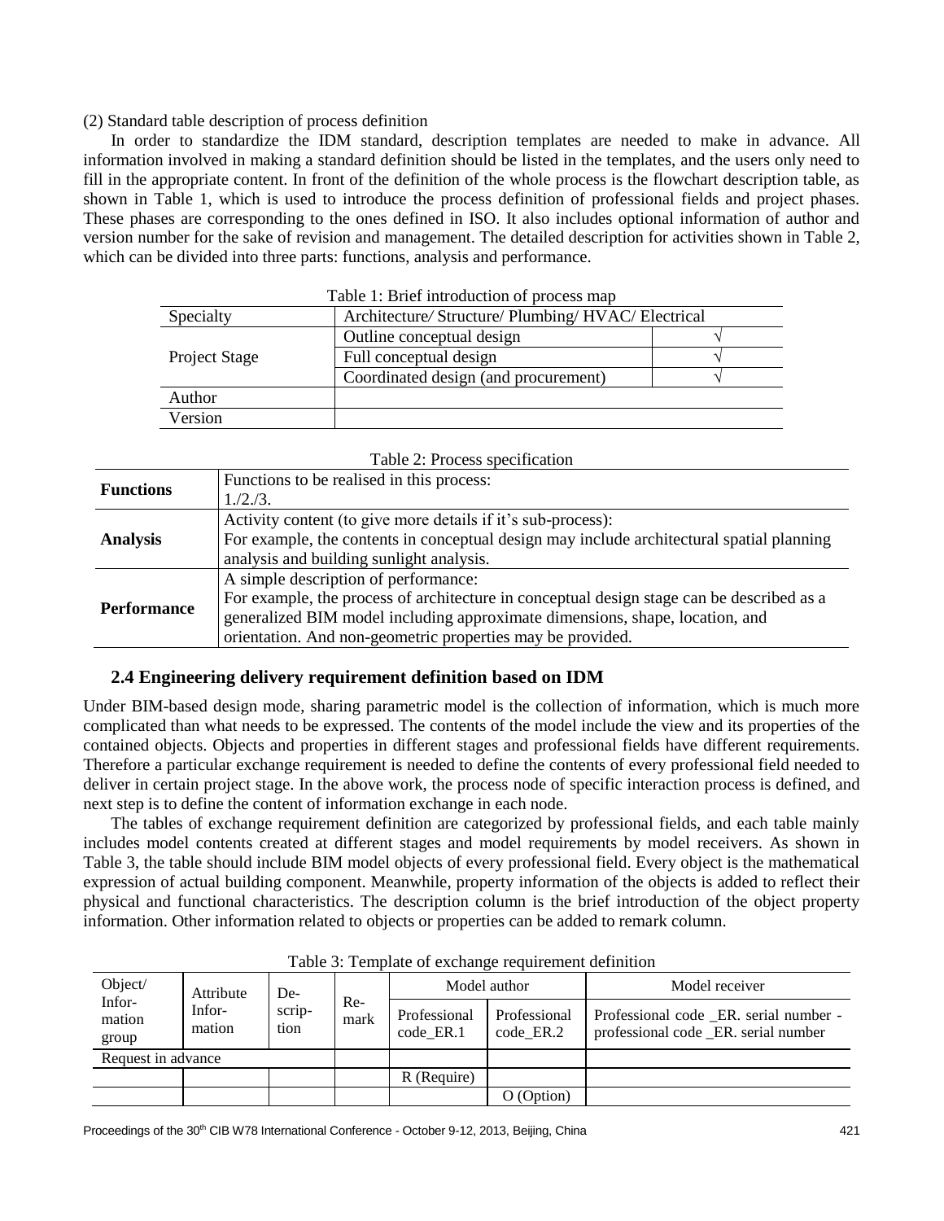(2) Standard table description of process definition

In order to standardize the IDM standard, description templates are needed to make in advance. All information involved in making a standard definition should be listed in the templates, and the users only need to fill in the appropriate content. In front of the definition of the whole process is the flowchart description table, as shown in Table 1, which is used to introduce the process definition of professional fields and project phases. These phases are corresponding to the ones defined in ISO. It also includes optional information of author and version number for the sake of revision and management. The detailed description for activities shown in Table 2, which can be divided into three parts: functions, analysis and performance.

Table 1: Brief introduction of process map

| Specialty | Architecture/ Structure/ Plumbing/ HVAC/ Electrical | |
|---|---|---|
| Project Stage | Outline conceptual design | √ |
| | Full conceptual design | √ |
| | Coordinated design (and procurement) | √ |
| Author | | |
| Version | | |

Table 2: Process specification

| | |
|---|---|
| **Functions** | Functions to be realised in this process:<br>1./2./3. |
| **Analysis** | Activity content (to give more details if it's sub-process):<br>For example, the contents in conceptual design may include architectural spatial planning analysis and building sunlight analysis. |
| **Performance** | A simple description of performance:<br>For example, the process of architecture in conceptual design stage can be described as a generalized BIM model including approximate dimensions, shape, location, and orientation. And non-geometric properties may be provided. |

## 2.4 Engineering delivery requirement definition based on IDM

Under BIM-based design mode, sharing parametric model is the collection of information, which is much more complicated than what needs to be expressed. The contents of the model include the view and its properties of the contained objects. Objects and properties in different stages and professional fields have different requirements. Therefore a particular exchange requirement is needed to define the contents of every professional field needed to deliver in certain project stage. In the above work, the process node of specific interaction process is defined, and next step is to define the content of information exchange in each node.

The tables of exchange requirement definition are categorized by professional fields, and each table mainly includes model contents created at different stages and model requirements by model receivers. As shown in Table 3, the table should include BIM model objects of every professional field. Every object is the mathematical expression of actual building component. Meanwhile, property information of the objects is added to reflect their physical and functional characteristics. The description column is the brief introduction of the object property information. Other information related to objects or properties can be added to remark column.

Table 3: Template of exchange requirement definition

| Object/ Information group | Attribute Information | Description | Remark | Model author | | Model receiver |
|---|---|---|---|---|---|---|
| | | | | Professional code_ER.1 | Professional code_ER.2 | Professional code _ER. serial number - professional code _ER. serial number |
| Request in advance | | | | | | |
| | | | | R (Require) | | |
| | | | | | O (Option) | |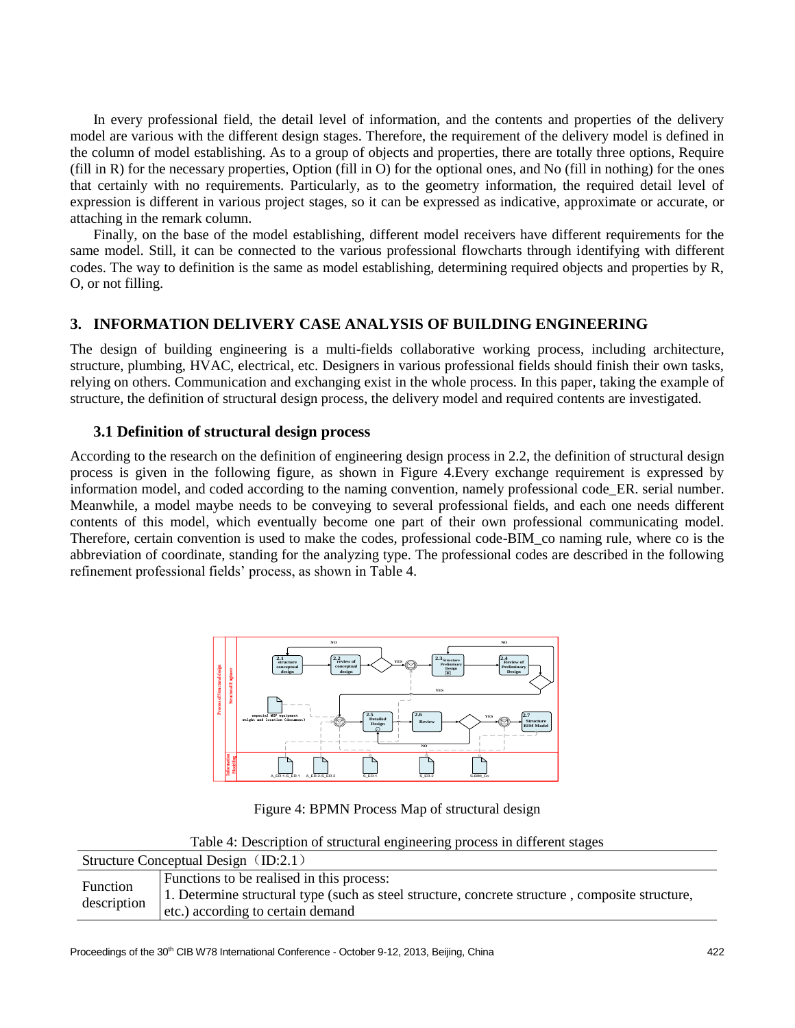In every professional field, the detail level of information, and the contents and properties of the delivery model are various with the different design stages. Therefore, the requirement of the delivery model is defined in the column of model establishing. As to a group of objects and properties, there are totally three options, Require (fill in R) for the necessary properties, Option (fill in O) for the optional ones, and No (fill in nothing) for the ones that certainly with no requirements. Particularly, as to the geometry information, the required detail level of expression is different in various project stages, so it can be expressed as indicative, approximate or accurate, or attaching in the remark column.

Finally, on the base of the model establishing, different model receivers have different requirements for the same model. Still, it can be connected to the various professional flowcharts through identifying with different codes. The way to definition is the same as model establishing, determining required objects and properties by R, O, or not filling.

## 3. INFORMATION DELIVERY CASE ANALYSIS OF BUILDING ENGINEERING

The design of building engineering is a multi-fields collaborative working process, including architecture, structure, plumbing, HVAC, electrical, etc. Designers in various professional fields should finish their own tasks, relying on others. Communication and exchanging exist in the whole process. In this paper, taking the example of structure, the definition of structural design process, the delivery model and required contents are investigated.

### 3.1 Definition of structural design process

According to the research on the definition of engineering design process in 2.2, the definition of structural design process is given in the following figure, as shown in Figure 4.Every exchange requirement is expressed by information model, and coded according to the naming convention, namely professional code_ER. serial number. Meanwhile, a model maybe needs to be conveying to several professional fields, and each one needs different contents of this model, which eventually become one part of their own professional communicating model. Therefore, certain convention is used to make the codes, professional code-BIM_co naming rule, where co is the abbreviation of coordinate, standing for the analyzing type. The professional codes are described in the following refinement professional fields' process, as shown in Table 4.

Figure 4: BPMN Process Map of structural design

Table 4: Description of structural engineering process in different stages

| Structure Conceptual Design（ID:2.1） | |
|---|---|
| Function description | Functions to be realised in this process:<br>1. Determine structural type (such as steel structure, concrete structure , composite structure, etc.) according to certain demand |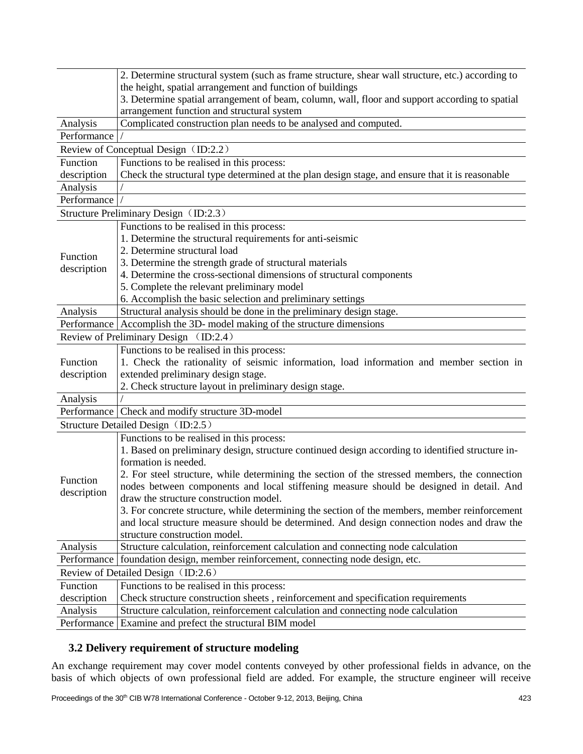|  |  |
|---|---|
|  | 2. Determine structural system (such as frame structure, shear wall structure, etc.) according to the height, spatial arrangement and function of buildings<br>3. Determine spatial arrangement of beam, column, wall, floor and support according to spatial arrangement function and structural system |
| Analysis | Complicated construction plan needs to be analysed and computed. |
| Performance | / |
| Review of Conceptual Design（ID:2.2） | |
| Function description | Functions to be realised in this process:<br>Check the structural type determined at the plan design stage, and ensure that it is reasonable |
| Analysis | / |
| Performance | / |
| Structure Preliminary Design（ID:2.3） | |
| Function description | Functions to be realised in this process:<br>1. Determine the structural requirements for anti-seismic<br>2. Determine structural load<br>3. Determine the strength grade of structural materials<br>4. Determine the cross-sectional dimensions of structural components<br>5. Complete the relevant preliminary model<br>6. Accomplish the basic selection and preliminary settings |
| Analysis | Structural analysis should be done in the preliminary design stage. |
| Performance | Accomplish the 3D- model making of the structure dimensions |
| Review of Preliminary Design （ID:2.4） | |
| Function description | Functions to be realised in this process:<br>1. Check the rationality of seismic information, load information and member section in extended preliminary design stage.<br>2. Check structure layout in preliminary design stage. |
| Analysis | / |
| Performance | Check and modify structure 3D-model |
| Structure Detailed Design（ID:2.5） | |
| Function description | Functions to be realised in this process:<br>1. Based on preliminary design, structure continued design according to identified structure information is needed.<br>2. For steel structure, while determining the section of the stressed members, the connection nodes between components and local stiffening measure should be designed in detail. And draw the structure construction model.<br>3. For concrete structure, while determining the section of the members, member reinforcement and local structure measure should be determined. And design connection nodes and draw the structure construction model. |
| Analysis | Structure calculation, reinforcement calculation and connecting node calculation |
| Performance | foundation design, member reinforcement, connecting node design, etc. |
| Review of Detailed Design（ID:2.6） | |
| Function description | Functions to be realised in this process:<br>Check structure construction sheets , reinforcement and specification requirements |
| Analysis | Structure calculation, reinforcement calculation and connecting node calculation |
| Performance | Examine and prefect the structural BIM model |

### 3.2 Delivery requirement of structure modeling

An exchange requirement may cover model contents conveyed by other professional fields in advance, on the basis of which objects of own professional field are added. For example, the structure engineer will receive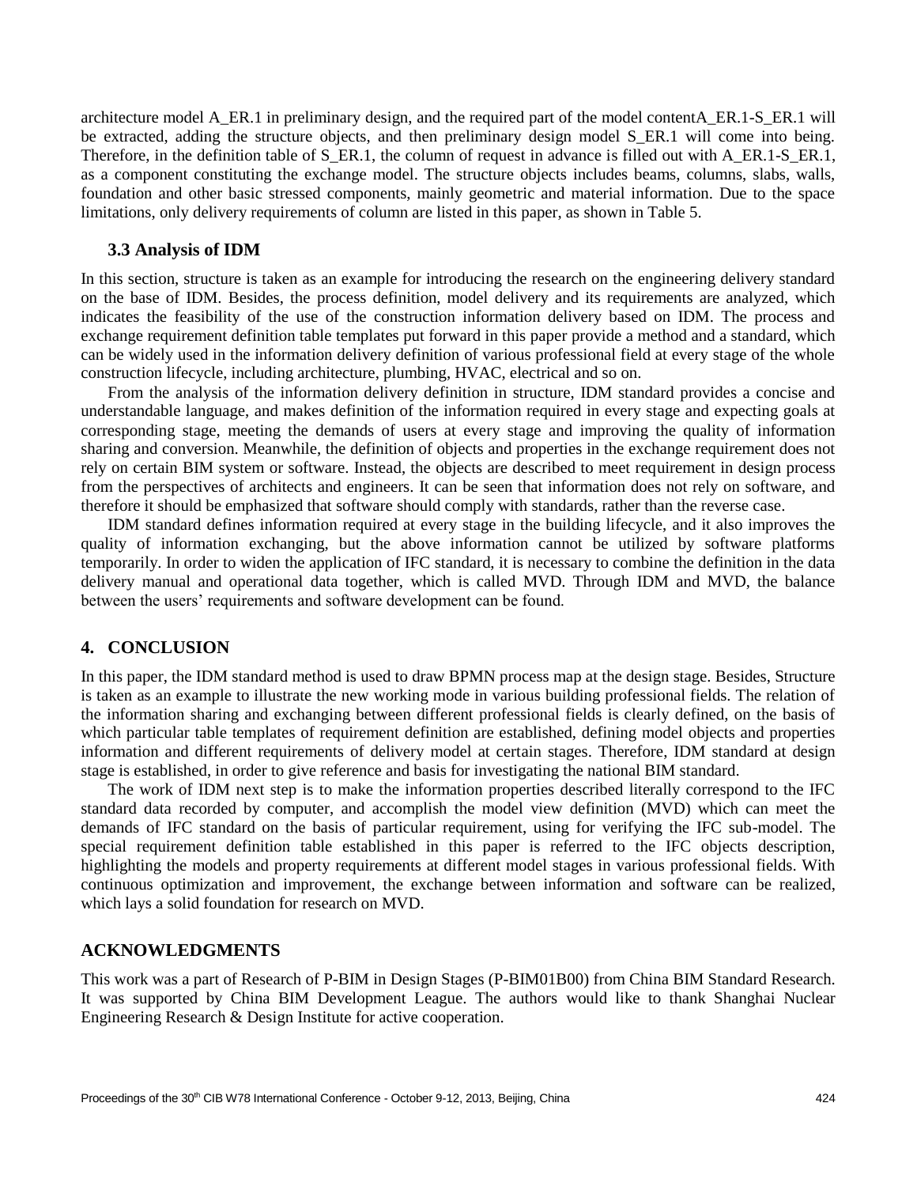architecture model A_ER.1 in preliminary design, and the required part of the model contentA_ER.1-S_ER.1 will be extracted, adding the structure objects, and then preliminary design model S_ER.1 will come into being. Therefore, in the definition table of S_ER.1, the column of request in advance is filled out with A_ER.1-S_ER.1, as a component constituting the exchange model. The structure objects includes beams, columns, slabs, walls, foundation and other basic stressed components, mainly geometric and material information. Due to the space limitations, only delivery requirements of column are listed in this paper, as shown in Table 5.

### 3.3 Analysis of IDM

In this section, structure is taken as an example for introducing the research on the engineering delivery standard on the base of IDM. Besides, the process definition, model delivery and its requirements are analyzed, which indicates the feasibility of the use of the construction information delivery based on IDM. The process and exchange requirement definition table templates put forward in this paper provide a method and a standard, which can be widely used in the information delivery definition of various professional field at every stage of the whole construction lifecycle, including architecture, plumbing, HVAC, electrical and so on.

From the analysis of the information delivery definition in structure, IDM standard provides a concise and understandable language, and makes definition of the information required in every stage and expecting goals at corresponding stage, meeting the demands of users at every stage and improving the quality of information sharing and conversion. Meanwhile, the definition of objects and properties in the exchange requirement does not rely on certain BIM system or software. Instead, the objects are described to meet requirement in design process from the perspectives of architects and engineers. It can be seen that information does not rely on software, and therefore it should be emphasized that software should comply with standards, rather than the reverse case.

IDM standard defines information required at every stage in the building lifecycle, and it also improves the quality of information exchanging, but the above information cannot be utilized by software platforms temporarily. In order to widen the application of IFC standard, it is necessary to combine the definition in the data delivery manual and operational data together, which is called MVD. Through IDM and MVD, the balance between the users' requirements and software development can be found.

## 4. CONCLUSION

In this paper, the IDM standard method is used to draw BPMN process map at the design stage. Besides, Structure is taken as an example to illustrate the new working mode in various building professional fields. The relation of the information sharing and exchanging between different professional fields is clearly defined, on the basis of which particular table templates of requirement definition are established, defining model objects and properties information and different requirements of delivery model at certain stages. Therefore, IDM standard at design stage is established, in order to give reference and basis for investigating the national BIM standard.

The work of IDM next step is to make the information properties described literally correspond to the IFC standard data recorded by computer, and accomplish the model view definition (MVD) which can meet the demands of IFC standard on the basis of particular requirement, using for verifying the IFC sub-model. The special requirement definition table established in this paper is referred to the IFC objects description, highlighting the models and property requirements at different model stages in various professional fields. With continuous optimization and improvement, the exchange between information and software can be realized, which lays a solid foundation for research on MVD.

## ACKNOWLEDGMENTS

This work was a part of Research of P-BIM in Design Stages (P-BIM01B00) from China BIM Standard Research. It was supported by China BIM Development League. The authors would like to thank Shanghai Nuclear Engineering Research & Design Institute for active cooperation.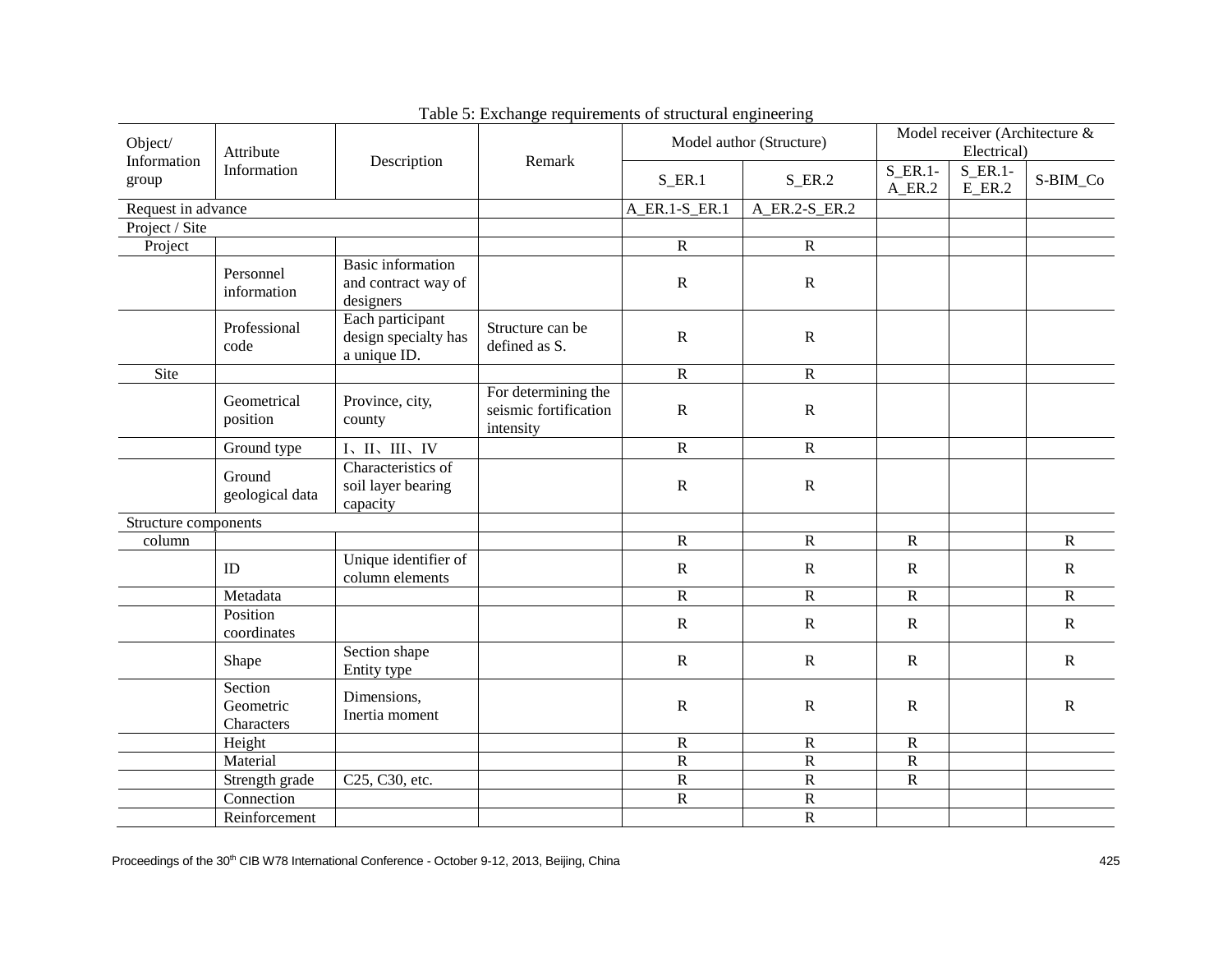Table 5: Exchange requirements of structural engineering

| Object/ Information group | Attribute Information | Description | Remark | Model author (Structure) | | Model receiver (Architecture & Electrical) | | |
|---|---|---|---|---|---|---|---|---|
| | | | | S_ER.1 | S_ER.2 | S_ER.1-A_ER.2 | S_ER.1-E_ER.2 | S-BIM_Co |
| Request in advance | | | | A_ER.1-S_ER.1 | A_ER.2-S_ER.2 | | | |
| Project / Site | | | | | | | | |
| Project | | | | R | R | | | |
| | Personnel information | Basic information and contract way of designers | | R | R | | | |
| | Professional code | Each participant design specialty has a unique ID. | Structure can be defined as S. | R | R | | | |
| Site | | | | R | R | | | |
| | Geometrical position | Province, city, county | For determining the seismic fortification intensity | R | R | | | |
| | Ground type | I、II、III、IV | | R | R | | | |
| | Ground geological data | Characteristics of soil layer bearing capacity | | R | R | | | |
| Structure components | | | | | | | | |
| column | | | | R | R | R | | R |
| | ID | Unique identifier of column elements | | R | R | R | | R |
| | Metadata | | | R | R | R | | R |
| | Position coordinates | | | R | R | R | | R |
| | Shape | Section shape Entity type | | R | R | R | | R |
| | Section Geometric Characters | Dimensions, Inertia moment | | R | R | R | | R |
| | Height | | | R | R | R | | |
| | Material | | | R | R | R | | |
| | Strength grade | C25, C30, etc. | | R | R | R | | |
| | Connection | | | R | R | | | |
| | Reinforcement | | | | R | | | |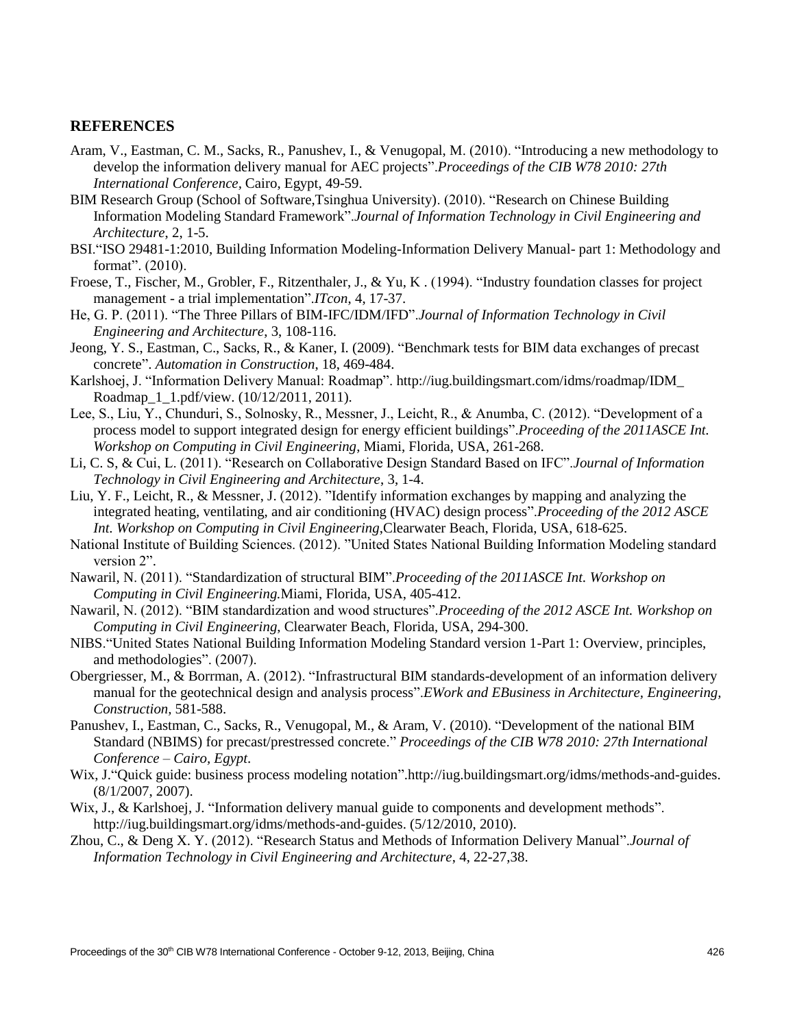## REFERENCES

Aram, V., Eastman, C. M., Sacks, R., Panushev, I., & Venugopal, M. (2010). "Introducing a new methodology to develop the information delivery manual for AEC projects".*Proceedings of the CIB W78 2010: 27th International Conference*, Cairo, Egypt, 49-59.

BIM Research Group (School of Software,Tsinghua University). (2010). "Research on Chinese Building Information Modeling Standard Framework".*Journal of Information Technology in Civil Engineering and Architecture*, 2, 1-5.

BSI."ISO 29481-1:2010, Building Information Modeling-Information Delivery Manual- part 1: Methodology and format". (2010).

Froese, T., Fischer, M., Grobler, F., Ritzenthaler, J., & Yu, K . (1994). "Industry foundation classes for project management - a trial implementation".*ITcon*, 4, 17-37.

He, G. P. (2011). "The Three Pillars of BIM-IFC/IDM/IFD".*Journal of Information Technology in Civil Engineering and Architecture*, 3, 108-116.

Jeong, Y. S., Eastman, C., Sacks, R., & Kaner, I. (2009). "Benchmark tests for BIM data exchanges of precast concrete". *Automation in Construction*, 18, 469-484.

Karlshoej, J. "Information Delivery Manual: Roadmap". http://iug.buildingsmart.com/idms/roadmap/IDM_Roadmap_1_1.pdf/view. (10/12/2011, 2011).

Lee, S., Liu, Y., Chunduri, S., Solnosky, R., Messner, J., Leicht, R., & Anumba, C. (2012). "Development of a process model to support integrated design for energy efficient buildings".*Proceeding of the 2011ASCE Int. Workshop on Computing in Civil Engineering*, Miami, Florida, USA, 261-268.

Li, C. S, & Cui, L. (2011). "Research on Collaborative Design Standard Based on IFC".*Journal of Information Technology in Civil Engineering and Architecture*, 3, 1-4.

Liu, Y. F., Leicht, R., & Messner, J. (2012). "Identify information exchanges by mapping and analyzing the integrated heating, ventilating, and air conditioning (HVAC) design process".*Proceeding of the 2012 ASCE Int. Workshop on Computing in Civil Engineering*,Clearwater Beach, Florida, USA, 618-625.

National Institute of Building Sciences. (2012). "United States National Building Information Modeling standard version 2".

Nawaril, N. (2011). "Standardization of structural BIM".*Proceeding of the 2011ASCE Int. Workshop on Computing in Civil Engineering.*Miami, Florida, USA, 405-412.

Nawaril, N. (2012). "BIM standardization and wood structures".*Proceeding of the 2012 ASCE Int. Workshop on Computing in Civil Engineering*, Clearwater Beach, Florida, USA, 294-300.

NIBS."United States National Building Information Modeling Standard version 1-Part 1: Overview, principles, and methodologies". (2007).

Obergriesser, M., & Borrman, A. (2012). "Infrastructural BIM standards-development of an information delivery manual for the geotechnical design and analysis process".*EWork and EBusiness in Architecture, Engineering, Construction,* 581-588.

Panushev, I., Eastman, C., Sacks, R., Venugopal, M., & Aram, V. (2010). "Development of the national BIM Standard (NBIMS) for precast/prestressed concrete." *Proceedings of the CIB W78 2010: 27th International Conference – Cairo, Egypt*.

Wix, J."Quick guide: business process modeling notation".http://iug.buildingsmart.org/idms/methods-and-guides. (8/1/2007, 2007).

Wix, J., & Karlshoej, J. "Information delivery manual guide to components and development methods". http://iug.buildingsmart.org/idms/methods-and-guides. (5/12/2010, 2010).

Zhou, C., & Deng X. Y. (2012). "Research Status and Methods of Information Delivery Manual".*Journal of Information Technology in Civil Engineering and Architecture*, 4, 22-27,38.